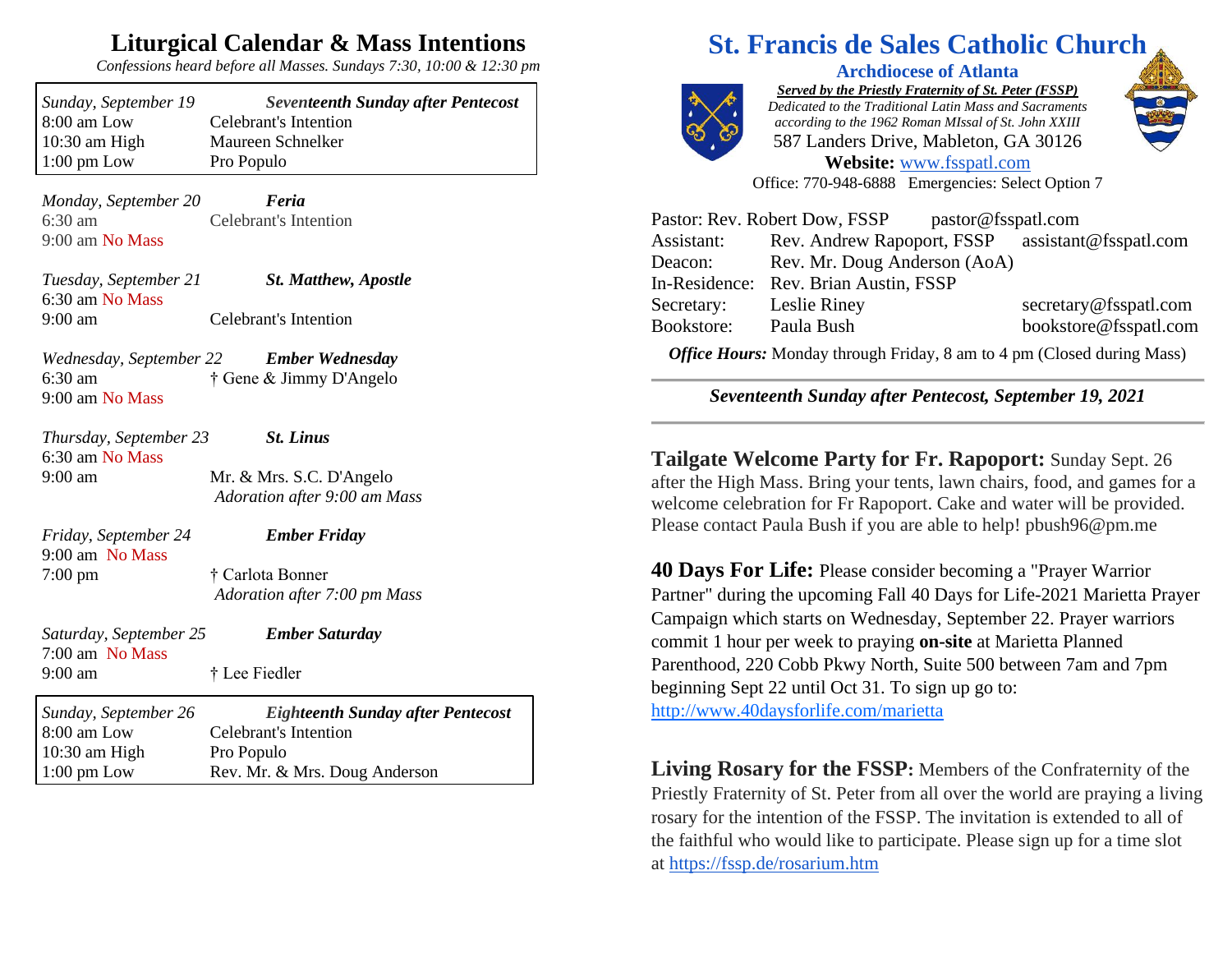# Liturgical Calendar & Mass Intentions

*Confessions heard before all Masses. Sundays 7:30, 10:00 & 12:30 pm*

| | |
|---|---|
| *Sunday, September 19* | ***Seventeenth Sunday after Pentecost*** |
| 8:00 am Low | Celebrant's Intention |
| 10:30 am High | Maureen Schnelker |
| 1:00 pm Low | Pro Populo |

*Monday, September 20* — ***Feria***
6:30 am — Celebrant's Intention
9:00 am No Mass

*Tuesday, September 21* — ***St. Matthew, Apostle***
6:30 am No Mass
9:00 am — Celebrant's Intention

*Wednesday, September 22* — ***Ember Wednesday***
6:30 am — † Gene & Jimmy D'Angelo
9:00 am No Mass

*Thursday, September 23* — ***St. Linus***
6:30 am No Mass
9:00 am — Mr. & Mrs. S.C. D'Angelo
*Adoration after 9:00 am Mass*

*Friday, September 24* — ***Ember Friday***
9:00 am No Mass
7:00 pm — † Carlota Bonner
*Adoration after 7:00 pm Mass*

*Saturday, September 25* — ***Ember Saturday***
7:00 am No Mass
9:00 am — † Lee Fiedler

| | |
|---|---|
| *Sunday, September 26* | ***Eighteenth Sunday after Pentecost*** |
| 8:00 am Low | Celebrant's Intention |
| 10:30 am High | Pro Populo |
| 1:00 pm Low | Rev. Mr. & Mrs. Doug Anderson |

# St. Francis de Sales Catholic Church

## Archdiocese of Atlanta

***Served by the Priestly Fraternity of St. Peter (FSSP)***
*Dedicated to the Traditional Latin Mass and Sacraments according to the 1962 Roman MIssal of St. John XXIII*
587 Landers Drive, Mableton, GA 30126
**Website:** www.fsspatl.com
Office: 770-948-6888 Emergencies: Select Option 7

| | | |
|---|---|---|
| Pastor: | Rev. Robert Dow, FSSP | pastor@fsspatl.com |
| Assistant: | Rev. Andrew Rapoport, FSSP | assistant@fsspatl.com |
| Deacon: | Rev. Mr. Doug Anderson (AoA) | |
| In-Residence: | Rev. Brian Austin, FSSP | |
| Secretary: | Leslie Riney | secretary@fsspatl.com |
| Bookstore: | Paula Bush | bookstore@fsspatl.com |

***Office Hours:*** Monday through Friday, 8 am to 4 pm (Closed during Mass)

***Seventeenth Sunday after Pentecost, September 19, 2021***

**Tailgate Welcome Party for Fr. Rapoport:** Sunday Sept. 26 after the High Mass. Bring your tents, lawn chairs, food, and games for a welcome celebration for Fr Rapoport. Cake and water will be provided. Please contact Paula Bush if you are able to help! pbush96@pm.me

**40 Days For Life:** Please consider becoming a "Prayer Warrior Partner" during the upcoming Fall 40 Days for Life-2021 Marietta Prayer Campaign which starts on Wednesday, September 22. Prayer warriors commit 1 hour per week to praying **on-site** at Marietta Planned Parenthood, 220 Cobb Pkwy North, Suite 500 between 7am and 7pm beginning Sept 22 until Oct 31. To sign up go to: http://www.40daysforlife.com/marietta

**Living Rosary for the FSSP:** Members of the Confraternity of the Priestly Fraternity of St. Peter from all over the world are praying a living rosary for the intention of the FSSP. The invitation is extended to all of the faithful who would like to participate. Please sign up for a time slot at https://fssp.de/rosarium.htm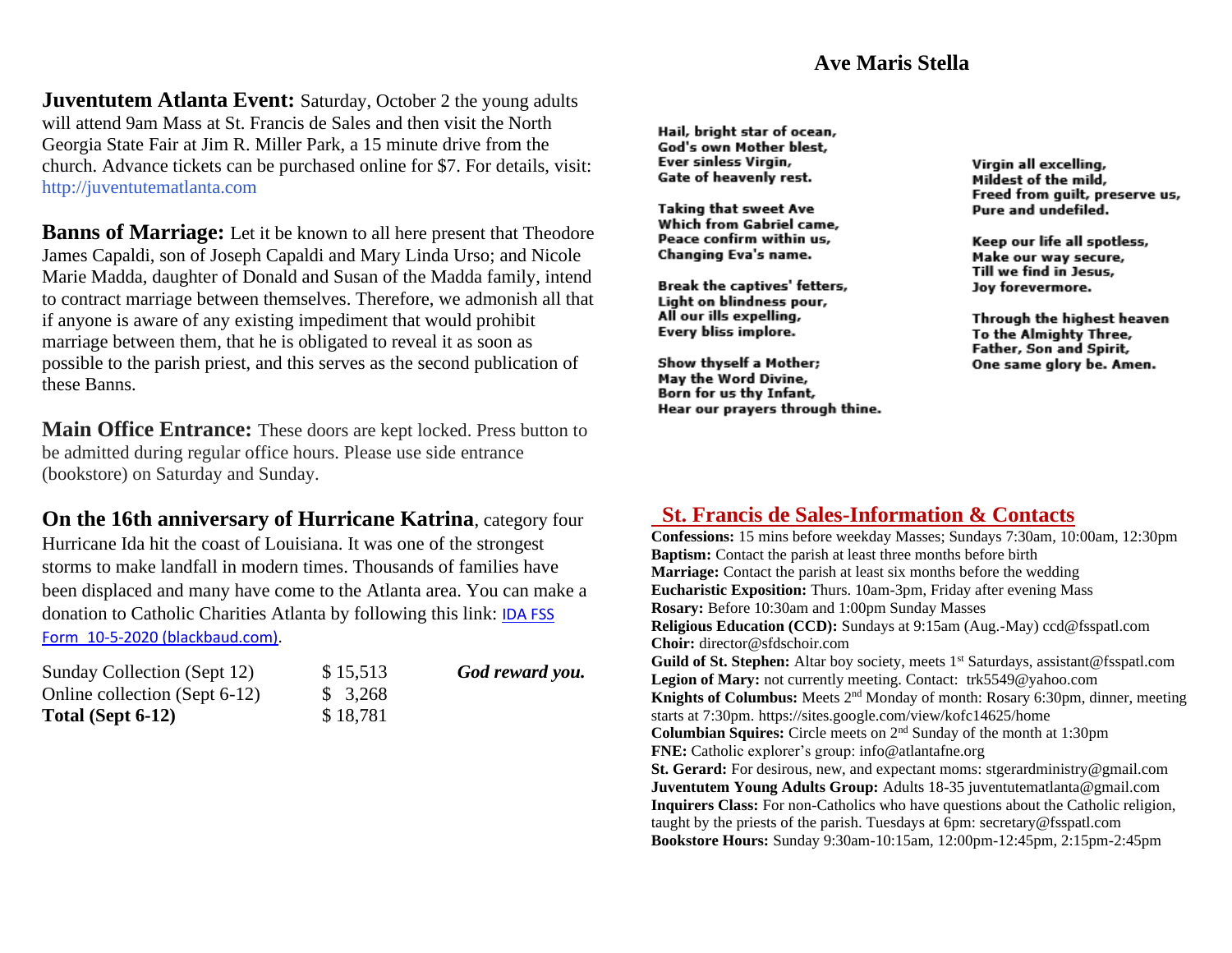**Juventutem Atlanta Event:** Saturday, October 2 the young adults will attend 9am Mass at St. Francis de Sales and then visit the North Georgia State Fair at Jim R. Miller Park, a 15 minute drive from the church. Advance tickets can be purchased online for $7. For details, visit: http://juventutematlanta.com

**Banns of Marriage:** Let it be known to all here present that Theodore James Capaldi, son of Joseph Capaldi and Mary Linda Urso; and Nicole Marie Madda, daughter of Donald and Susan of the Madda family, intend to contract marriage between themselves. Therefore, we admonish all that if anyone is aware of any existing impediment that would prohibit marriage between them, that he is obligated to reveal it as soon as possible to the parish priest, and this serves as the second publication of these Banns.

**Main Office Entrance:** These doors are kept locked. Press button to be admitted during regular office hours. Please use side entrance (bookstore) on Saturday and Sunday.

**On the 16th anniversary of Hurricane Katrina**, category four Hurricane Ida hit the coast of Louisiana. It was one of the strongest storms to make landfall in modern times. Thousands of families have been displaced and many have come to the Atlanta area. You can make a donation to Catholic Charities Atlanta by following this link: IDA FSS Form 10-5-2020 (blackbaud.com).

| | | |
|---|---|---|
| Sunday Collection (Sept 12) | $ 15,513 | ***God reward you.*** |
| Online collection (Sept 6-12) | $ 3,268 | |
| **Total (Sept 6-12)** | $ 18,781 | |

## Ave Maris Stella

**Hail, bright star of ocean,**
**God's own Mother blest,**
**Ever sinless Virgin,**
**Gate of heavenly rest.**

**Taking that sweet Ave**
**Which from Gabriel came,**
**Peace confirm within us,**
**Changing Eva's name.**

**Break the captives' fetters,**
**Light on blindness pour,**
**All our ills expelling,**
**Every bliss implore.**

**Show thyself a Mother;**
**May the Word Divine,**
**Born for us thy Infant,**
**Hear our prayers through thine.**

**Virgin all excelling,**
**Mildest of the mild,**
**Freed from guilt, preserve us,**
**Pure and undefiled.**

**Keep our life all spotless,**
**Make our way secure,**
**Till we find in Jesus,**
**Joy forevermore.**

**Through the highest heaven**
**To the Almighty Three,**
**Father, Son and Spirit,**
**One same glory be. Amen.**

## St. Francis de Sales-Information & Contacts

**Confessions:** 15 mins before weekday Masses; Sundays 7:30am, 10:00am, 12:30pm
**Baptism:** Contact the parish at least three months before birth
**Marriage:** Contact the parish at least six months before the wedding
**Eucharistic Exposition:** Thurs. 10am-3pm, Friday after evening Mass
**Rosary:** Before 10:30am and 1:00pm Sunday Masses
**Religious Education (CCD):** Sundays at 9:15am (Aug.-May) ccd@fsspatl.com
**Choir:** director@sfdschoir.com
**Guild of St. Stephen:** Altar boy society, meets 1st Saturdays, assistant@fsspatl.com
**Legion of Mary:** not currently meeting. Contact: trk5549@yahoo.com
**Knights of Columbus:** Meets 2nd Monday of month: Rosary 6:30pm, dinner, meeting starts at 7:30pm. https://sites.google.com/view/kofc14625/home
**Columbian Squires:** Circle meets on 2nd Sunday of the month at 1:30pm
**FNE:** Catholic explorer's group: info@atlantafne.org
**St. Gerard:** For desirous, new, and expectant moms: stgerardministry@gmail.com
**Juventutem Young Adults Group:** Adults 18-35 juventutematlanta@gmail.com
**Inquirers Class:** For non-Catholics who have questions about the Catholic religion, taught by the priests of the parish. Tuesdays at 6pm: secretary@fsspatl.com
**Bookstore Hours:** Sunday 9:30am-10:15am, 12:00pm-12:45pm, 2:15pm-2:45pm